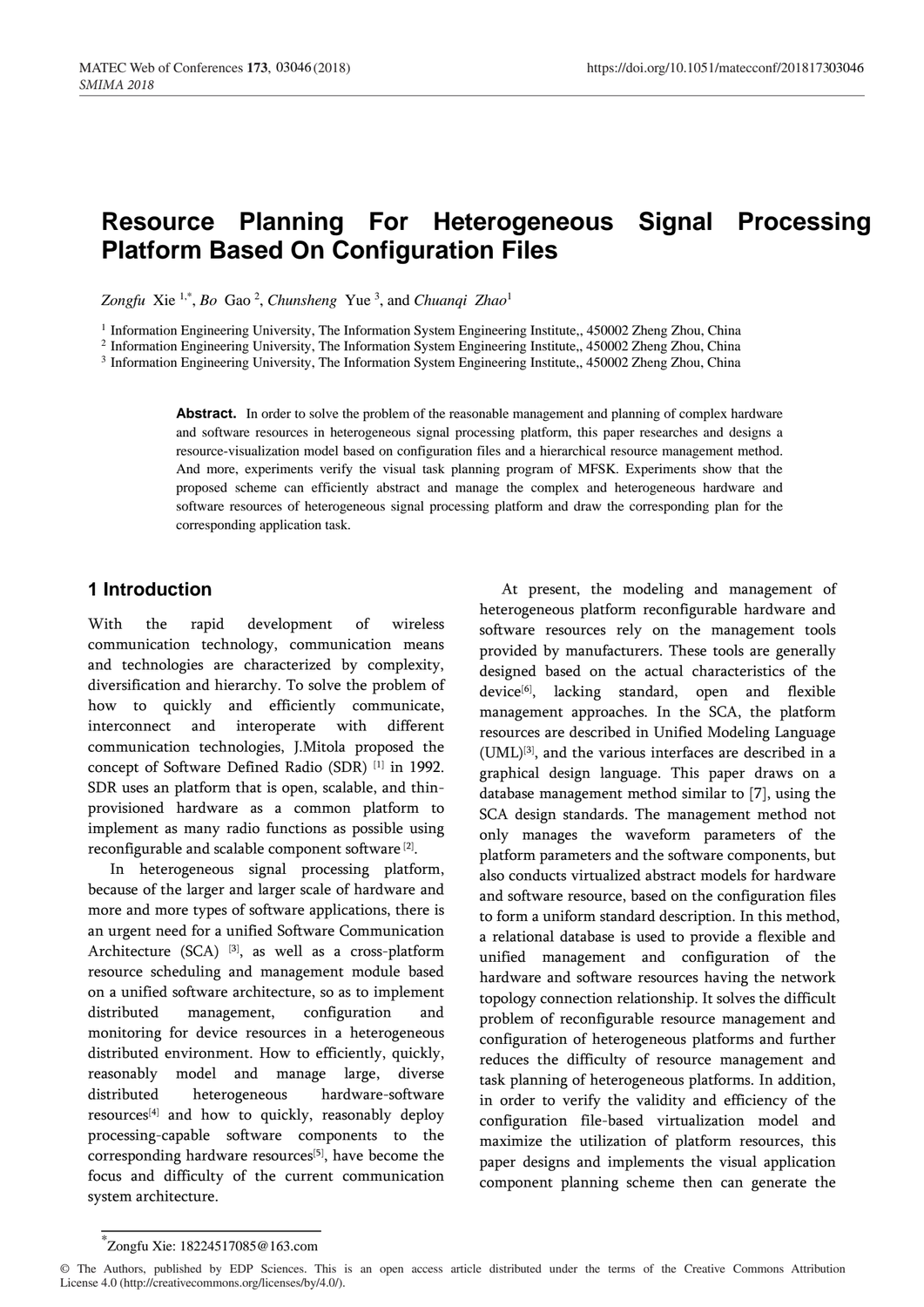# Resource Planning For Heterogeneous Signal Processing Platform Based On Configuration Files

*Zongfu* Xie [1,*], *Bo* Gao [2], *Chunsheng* Yue [3], and *Chuanqi* *Zhao*[1]

[1] Information Engineering University, The Information System Engineering Institute,, 450002 Zheng Zhou, China
[2] Information Engineering University, The Information System Engineering Institute,, 450002 Zheng Zhou, China
[3] Information Engineering University, The Information System Engineering Institute,, 450002 Zheng Zhou, China

**Abstract.** In order to solve the problem of the reasonable management and planning of complex hardware and software resources in heterogeneous signal processing platform, this paper researches and designs a resource-visualization model based on configuration files and a hierarchical resource management method. And more, experiments verify the visual task planning program of MFSK. Experiments show that the proposed scheme can efficiently abstract and manage the complex and heterogeneous hardware and software resources of heterogeneous signal processing platform and draw the corresponding plan for the corresponding application task.

## 1 Introduction

With the rapid development of wireless communication technology, communication means and technologies are characterized by complexity, diversification and hierarchy. To solve the problem of how to quickly and efficiently communicate, interconnect and interoperate with different communication technologies, J.Mitola proposed the concept of Software Defined Radio (SDR) [1] in 1992. SDR uses an platform that is open, scalable, and thin-provisioned hardware as a common platform to implement as many radio functions as possible using reconfigurable and scalable component software [2].

In heterogeneous signal processing platform, because of the larger and larger scale of hardware and more and more types of software applications, there is an urgent need for a unified Software Communication Architecture (SCA) [3], as well as a cross-platform resource scheduling and management module based on a unified software architecture, so as to implement distributed management, configuration and monitoring for device resources in a heterogeneous distributed environment. How to efficiently, quickly, reasonably model and manage large, diverse distributed heterogeneous hardware-software resources[4] and how to quickly, reasonably deploy processing-capable software components to the corresponding hardware resources[5], have become the focus and difficulty of the current communication system architecture.

At present, the modeling and management of heterogeneous platform reconfigurable hardware and software resources rely on the management tools provided by manufacturers. These tools are generally designed based on the actual characteristics of the device[6], lacking standard, open and flexible management approaches. In the SCA, the platform resources are described in Unified Modeling Language (UML)[3], and the various interfaces are described in a graphical design language. This paper draws on a database management method similar to [7], using the SCA design standards. The management method not only manages the waveform parameters of the platform parameters and the software components, but also conducts virtualized abstract models for hardware and software resource, based on the configuration files to form a uniform standard description. In this method, a relational database is used to provide a flexible and unified management and configuration of the hardware and software resources having the network topology connection relationship. It solves the difficult problem of reconfigurable resource management and configuration of heterogeneous platforms and further reduces the difficulty of resource management and task planning of heterogeneous platforms. In addition, in order to verify the validity and efficiency of the configuration file-based virtualization model and maximize the utilization of platform resources, this paper designs and implements the visual application component planning scheme then can generate the

*Zongfu Xie: 18224517085@163.com

© The Authors, published by EDP Sciences. This is an open access article distributed under the terms of the Creative Commons Attribution License 4.0 (http://creativecommons.org/licenses/by/4.0/).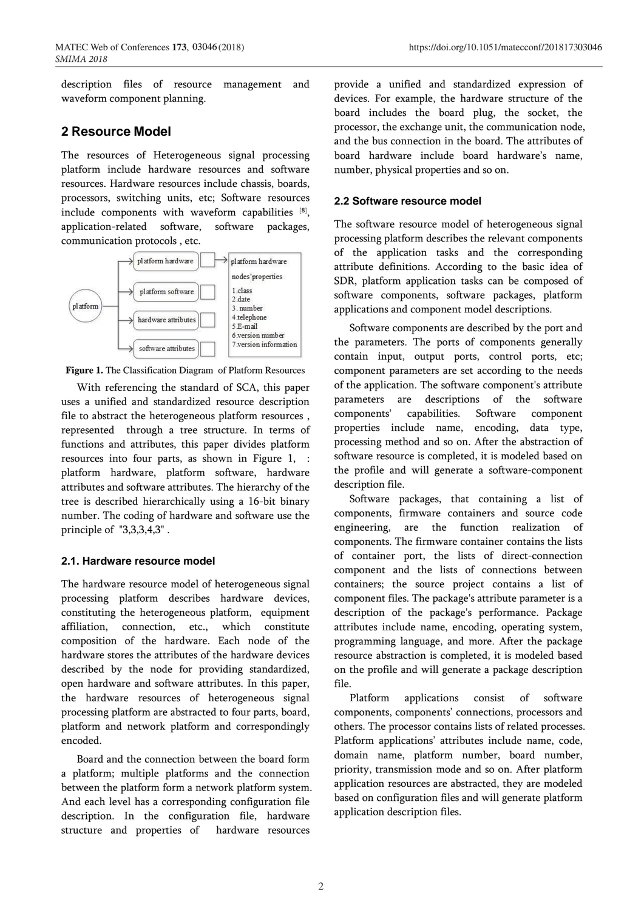description files of resource management and waveform component planning.

## 2 Resource Model

The resources of Heterogeneous signal processing platform include hardware resources and software resources. Hardware resources include chassis, boards, processors, switching units, etc; Software resources include components with waveform capabilities [8], application-related software, software packages, communication protocols , etc.

platform → platform hardware, platform software, hardware attributes, software attributes

platform hardware nodes' properties:
1.class
2.date
3. number
4.telephone
5.E-mail
6.version number
7.version information

**Figure 1.** The Classification Diagram of Platform Resources

With referencing the standard of SCA, this paper uses a unified and standardized resource description file to abstract the heterogeneous platform resources , represented through a tree structure. In terms of functions and attributes, this paper divides platform resources into four parts, as shown in Figure 1, : platform hardware, platform software, hardware attributes and software attributes. The hierarchy of the tree is described hierarchically using a 16-bit binary number. The coding of hardware and software use the principle of "3,3,3,4,3" .

### 2.1. Hardware resource model

The hardware resource model of heterogeneous signal processing platform describes hardware devices, constituting the heterogeneous platform, equipment affiliation, connection, etc., which constitute composition of the hardware. Each node of the hardware stores the attributes of the hardware devices described by the node for providing standardized, open hardware and software attributes. In this paper, the hardware resources of heterogeneous signal processing platform are abstracted to four parts, board, platform and network platform and correspondingly encoded.

Board and the connection between the board form a platform; multiple platforms and the connection between the platform form a network platform system. And each level has a corresponding configuration file description. In the configuration file, hardware structure and properties of hardware resources provide a unified and standardized expression of devices. For example, the hardware structure of the board includes the board plug, the socket, the processor, the exchange unit, the communication node, and the bus connection in the board. The attributes of board hardware include board hardware's name, number, physical properties and so on.

### 2.2 Software resource model

The software resource model of heterogeneous signal processing platform describes the relevant components of the application tasks and the corresponding attribute definitions. According to the basic idea of SDR, platform application tasks can be composed of software components, software packages, platform applications and component model descriptions.

Software components are described by the port and the parameters. The ports of components generally contain input, output ports, control ports, etc; component parameters are set according to the needs of the application. The software component's attribute parameters are descriptions of the software components' capabilities. Software component properties include name, encoding, data type, processing method and so on. After the abstraction of software resource is completed, it is modeled based on the profile and will generate a software-component description file.

Software packages, that containing a list of components, firmware containers and source code engineering, are the function realization of components. The firmware container contains the lists of container port, the lists of direct-connection component and the lists of connections between containers; the source project contains a list of component files. The package's attribute parameter is a description of the package's performance. Package attributes include name, encoding, operating system, programming language, and more. After the package resource abstraction is completed, it is modeled based on the profile and will generate a package description file.

Platform applications consist of software components, components' connections, processors and others. The processor contains lists of related processes. Platform applications' attributes include name, code, domain name, platform number, board number, priority, transmission mode and so on. After platform application resources are abstracted, they are modeled based on configuration files and will generate platform application description files.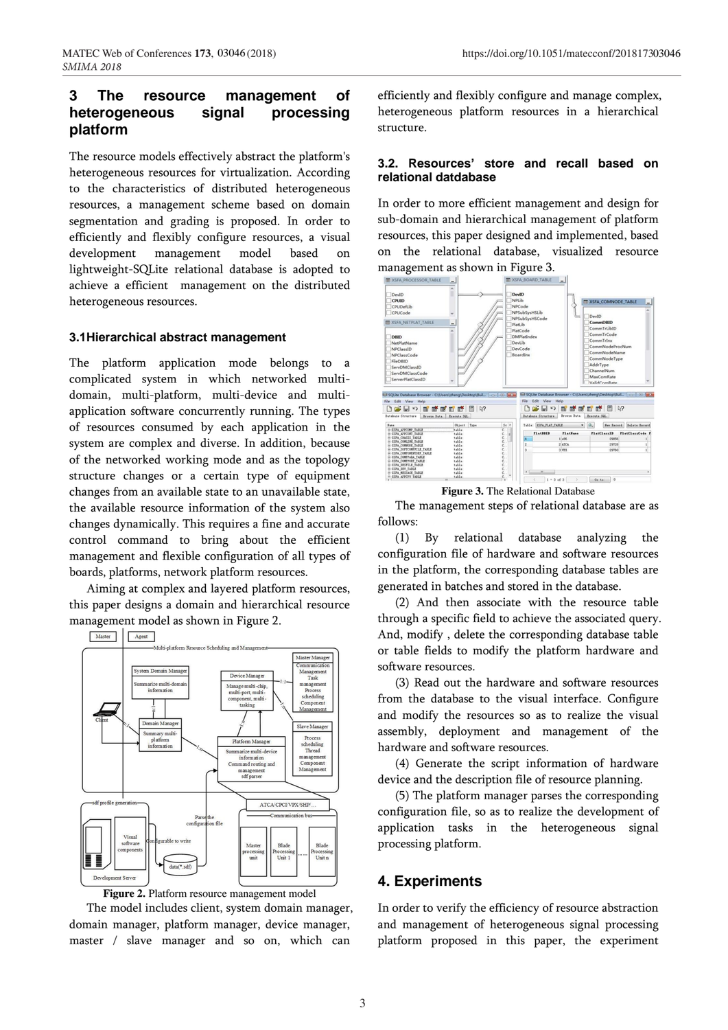## 3 The resource management of heterogeneous signal processing platform

The resource models effectively abstract the platform's heterogeneous resources for virtualization. According to the characteristics of distributed heterogeneous resources, a management scheme based on domain segmentation and grading is proposed. In order to efficiently and flexibly configure resources, a visual development management model based on lightweight-SQLite relational database is adopted to achieve a efficient management on the distributed heterogeneous resources.

### 3.1Hierarchical abstract management

The platform application mode belongs to a complicated system in which networked multi-domain, multi-platform, multi-device and multi-application software concurrently running. The types of resources consumed by each application in the system are complex and diverse. In addition, because of the networked working mode and as the topology structure changes or a certain type of equipment changes from an available state to an unavailable state, the available resource information of the system also changes dynamically. This requires a fine and accurate control command to bring about the efficient management and flexible configuration of all types of boards, platforms, network platform resources.

Aiming at complex and layered platform resources, this paper designs a domain and hierarchical resource management model as shown in Figure 2.

**Figure 2.** Platform resource management model

The model includes client, system domain manager, domain manager, platform manager, device manager, master / slave manager and so on, which can efficiently and flexibly configure and manage complex, heterogeneous platform resources in a hierarchical structure.

### 3.2. Resources' store and recall based on relational datdbase

In order to more efficient management and design for sub-domain and hierarchical management of platform resources, this paper designed and implemented, based on the relational database, visualized resource management as shown in Figure 3.

**Figure 3.** The Relational Database

The management steps of relational database are as follows:

(1) By relational database analyzing the configuration file of hardware and software resources in the platform, the corresponding database tables are generated in batches and stored in the database.

(2) And then associate with the resource table through a specific field to achieve the associated query. And, modify , delete the corresponding database table or table fields to modify the platform hardware and software resources.

(3) Read out the hardware and software resources from the database to the visual interface. Configure and modify the resources so as to realize the visual assembly, deployment and management of the hardware and software resources.

(4) Generate the script information of hardware device and the description file of resource planning.

(5) The platform manager parses the corresponding configuration file, so as to realize the development of application tasks in the heterogeneous signal processing platform.

## 4. Experiments

In order to verify the efficiency of resource abstraction and management of heterogeneous signal processing platform proposed in this paper, the experiment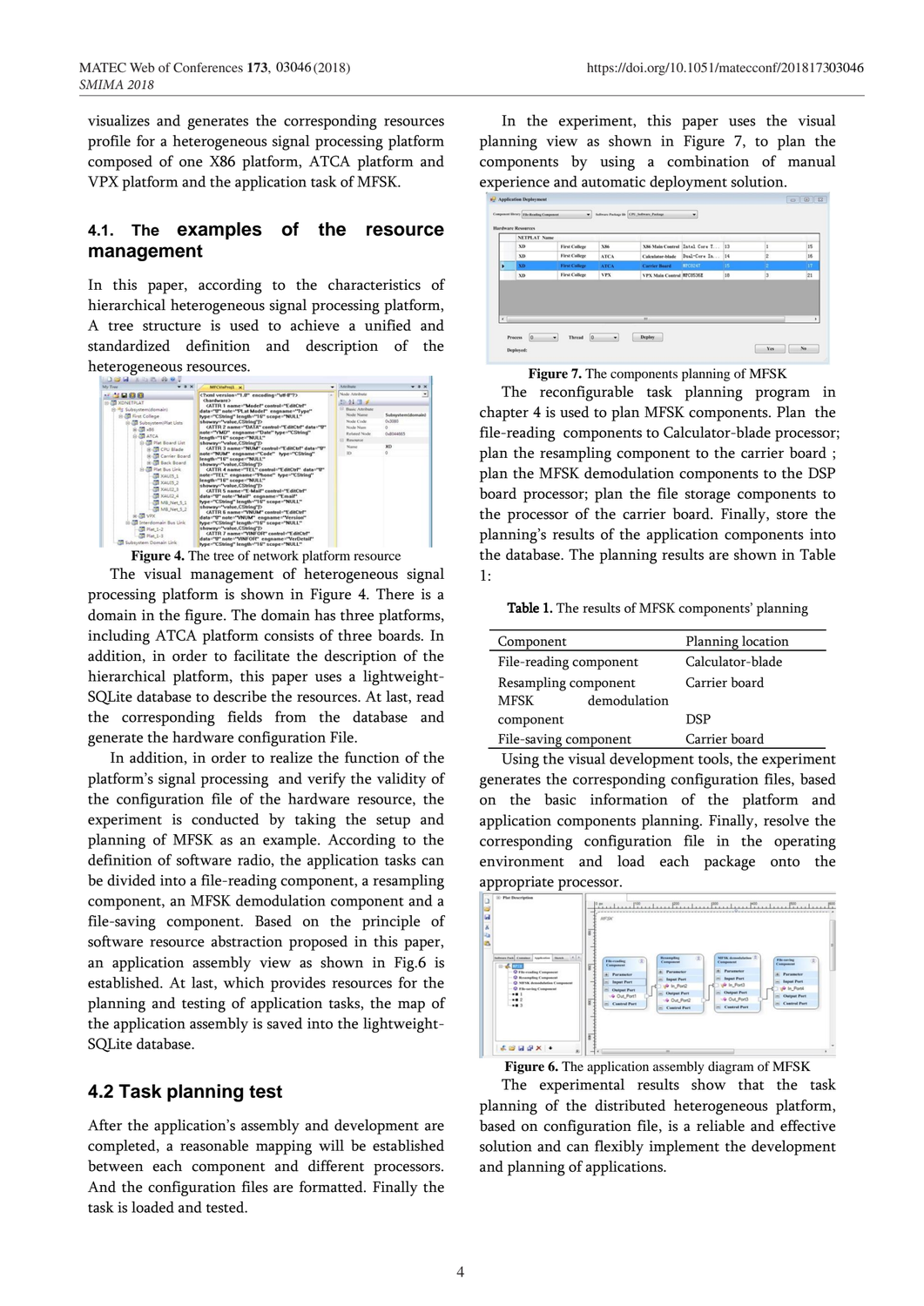visualizes and generates the corresponding resources profile for a heterogeneous signal processing platform composed of one X86 platform, ATCA platform and VPX platform and the application task of MFSK.

### 4.1. The examples of the resource management

In this paper, according to the characteristics of hierarchical heterogeneous signal processing platform, A tree structure is used to achieve a unified and standardized definition and description of the heterogeneous resources.

**Figure 4.** The tree of network platform resource

The visual management of heterogeneous signal processing platform is shown in Figure 4. There is a domain in the figure. The domain has three platforms, including ATCA platform consists of three boards. In addition, in order to facilitate the description of the hierarchical platform, this paper uses a lightweight-SQLite database to describe the resources. At last, read the corresponding fields from the database and generate the hardware configuration File.

In addition, in order to realize the function of the platform's signal processing and verify the validity of the configuration file of the hardware resource, the experiment is conducted by taking the setup and planning of MFSK as an example. According to the definition of software radio, the application tasks can be divided into a file-reading component, a resampling component, an MFSK demodulation component and a file-saving component. Based on the principle of software resource abstraction proposed in this paper, an application assembly view as shown in Fig.6 is established. At last, which provides resources for the planning and testing of application tasks, the map of the application assembly is saved into the lightweight-SQLite database.

### 4.2 Task planning test

After the application's assembly and development are completed, a reasonable mapping will be established between each component and different processors. And the configuration files are formatted. Finally the task is loaded and tested.

In the experiment, this paper uses the visual planning view as shown in Figure 7, to plan the components by using a combination of manual experience and automatic deployment solution.

**Figure 7.** The components planning of MFSK

The reconfigurable task planning program in chapter 4 is used to plan MFSK components. Plan the file-reading components to Calculator-blade processor; plan the resampling component to the carrier board ; plan the MFSK demodulation components to the DSP board processor; plan the file storage components to the processor of the carrier board. Finally, store the planning's results of the application components into the database. The planning results are shown in Table 1:

**Table 1.** The results of MFSK components' planning

| Component | Planning location |
|---|---|
| File-reading component | Calculator-blade |
| Resampling component | Carrier board |
| MFSK demodulation component | DSP |
| File-saving component | Carrier board |

Using the visual development tools, the experiment generates the corresponding configuration files, based on the basic information of the platform and application components planning. Finally, resolve the corresponding configuration file in the operating environment and load each package onto the appropriate processor.

**Figure 6.** The application assembly diagram of MFSK

The experimental results show that the task planning of the distributed heterogeneous platform, based on configuration file, is a reliable and effective solution and can flexibly implement the development and planning of applications.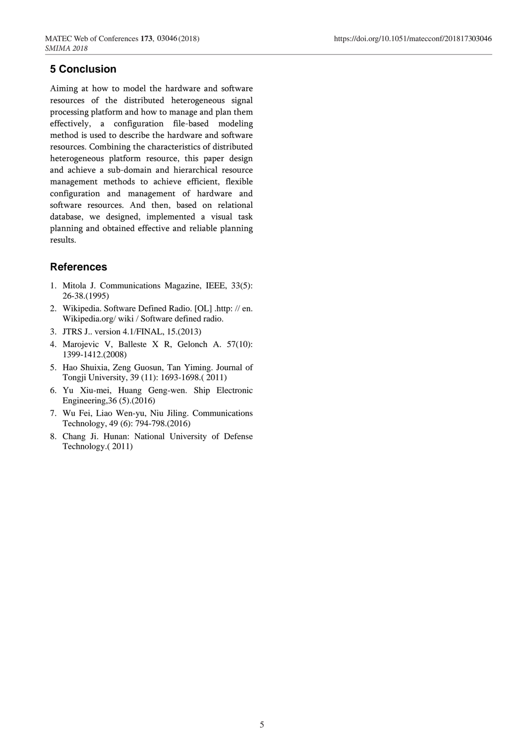## 5 Conclusion

Aiming at how to model the hardware and software resources of the distributed heterogeneous signal processing platform and how to manage and plan them effectively, a configuration file-based modeling method is used to describe the hardware and software resources. Combining the characteristics of distributed heterogeneous platform resource, this paper design and achieve a sub-domain and hierarchical resource management methods to achieve efficient, flexible configuration and management of hardware and software resources. And then, based on relational database, we designed, implemented a visual task planning and obtained effective and reliable planning results.

## References

1. Mitola J. Communications Magazine, IEEE, 33(5): 26-38.(1995)
2. Wikipedia. Software Defined Radio. [OL] .http: // en. Wikipedia.org/ wiki / Software defined radio.
3. JTRS J.. version 4.1/FINAL, 15.(2013)
4. Marojevic V, Balleste X R, Gelonch A. 57(10): 1399-1412.(2008)
5. Hao Shuixia, Zeng Guosun, Tan Yiming. Journal of Tongji University, 39 (11): 1693-1698.( 2011)
6. Yu Xiu-mei, Huang Geng-wen. Ship Electronic Engineering,36 (5).(2016)
7. Wu Fei, Liao Wen-yu, Niu Jiling. Communications Technology, 49 (6): 794-798.(2016)
8. Chang Ji. Hunan: National University of Defense Technology.( 2011)